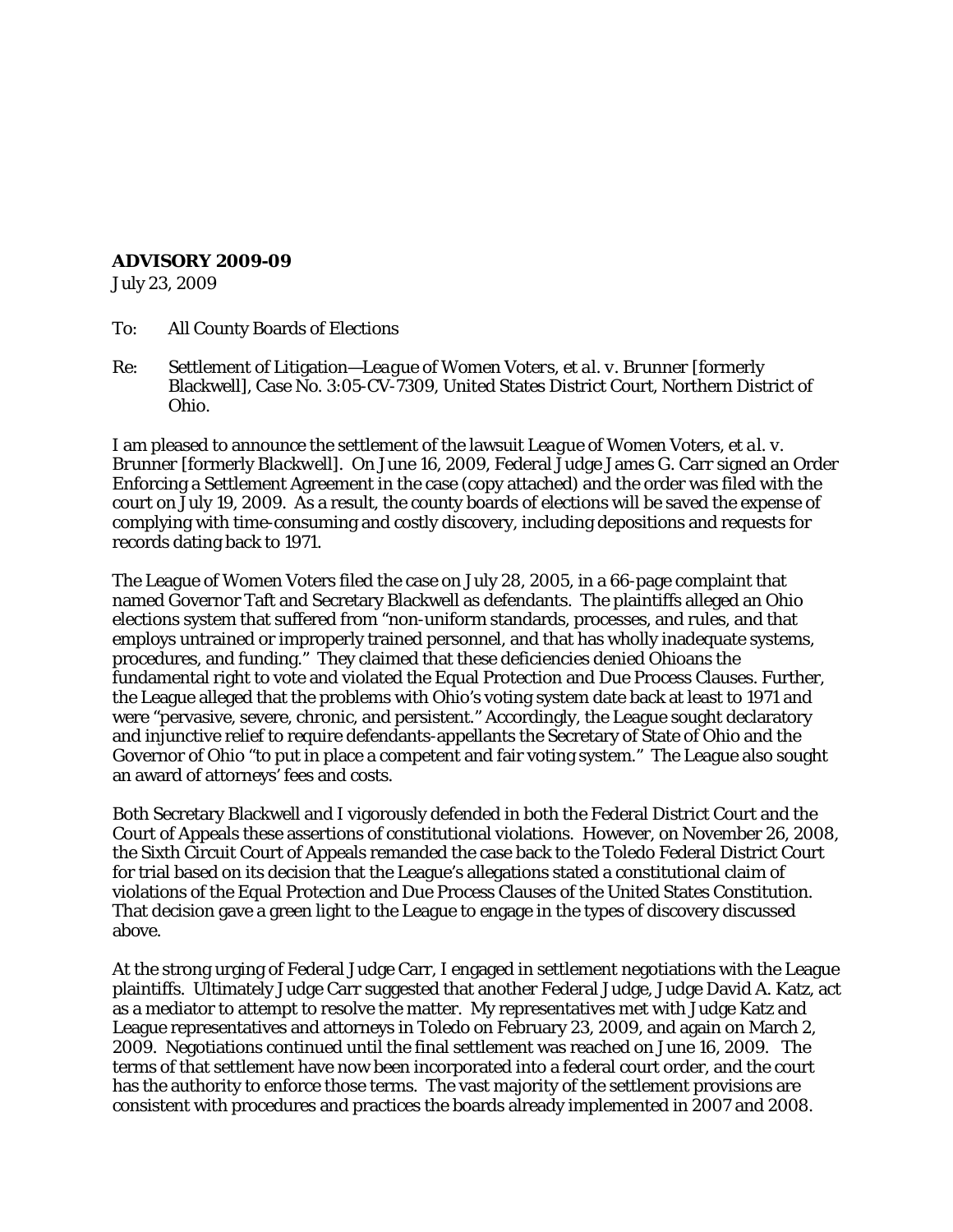**ADVISORY 2009-09**
July 23, 2009

To: All County Boards of Elections

Re: Settlement of Litigation—*League of Women Voters, et al. v. Brunner [formerly Blackwell]*, Case No. 3:05-CV-7309, United States District Court, Northern District of Ohio.

I am pleased to announce the settlement of the lawsuit *League of Women Voters, et al. v. Brunner [formerly Blackwell]*. On June 16, 2009, Federal Judge James G. Carr signed an Order Enforcing a Settlement Agreement in the case (copy attached) and the order was filed with the court on July 19, 2009. As a result, the county boards of elections will be saved the expense of complying with time-consuming and costly discovery, including depositions and requests for records dating back to 1971.

The League of Women Voters filed the case on July 28, 2005, in a 66-page complaint that named Governor Taft and Secretary Blackwell as defendants. The plaintiffs alleged an Ohio elections system that suffered from "non-uniform standards, processes, and rules, and that employs untrained or improperly trained personnel, and that has wholly inadequate systems, procedures, and funding." They claimed that these deficiencies denied Ohioans the fundamental right to vote and violated the Equal Protection and Due Process Clauses. Further, the League alleged that the problems with Ohio's voting system date back at least to 1971 and were "pervasive, severe, chronic, and persistent." Accordingly, the League sought declaratory and injunctive relief to require defendants-appellants the Secretary of State of Ohio and the Governor of Ohio "to put in place a competent and fair voting system." The League also sought an award of attorneys' fees and costs.

Both Secretary Blackwell and I vigorously defended in both the Federal District Court and the Court of Appeals these assertions of constitutional violations. However, on November 26, 2008, the Sixth Circuit Court of Appeals remanded the case back to the Toledo Federal District Court for trial based on its decision that the League's allegations stated a constitutional claim of violations of the Equal Protection and Due Process Clauses of the United States Constitution. That decision gave a green light to the League to engage in the types of discovery discussed above.

At the strong urging of Federal Judge Carr, I engaged in settlement negotiations with the League plaintiffs. Ultimately Judge Carr suggested that another Federal Judge, Judge David A. Katz, act as a mediator to attempt to resolve the matter. My representatives met with Judge Katz and League representatives and attorneys in Toledo on February 23, 2009, and again on March 2, 2009. Negotiations continued until the final settlement was reached on June 16, 2009. The terms of that settlement have now been incorporated into a federal court order, and the court has the authority to enforce those terms. The vast majority of the settlement provisions are consistent with procedures and practices the boards already implemented in 2007 and 2008.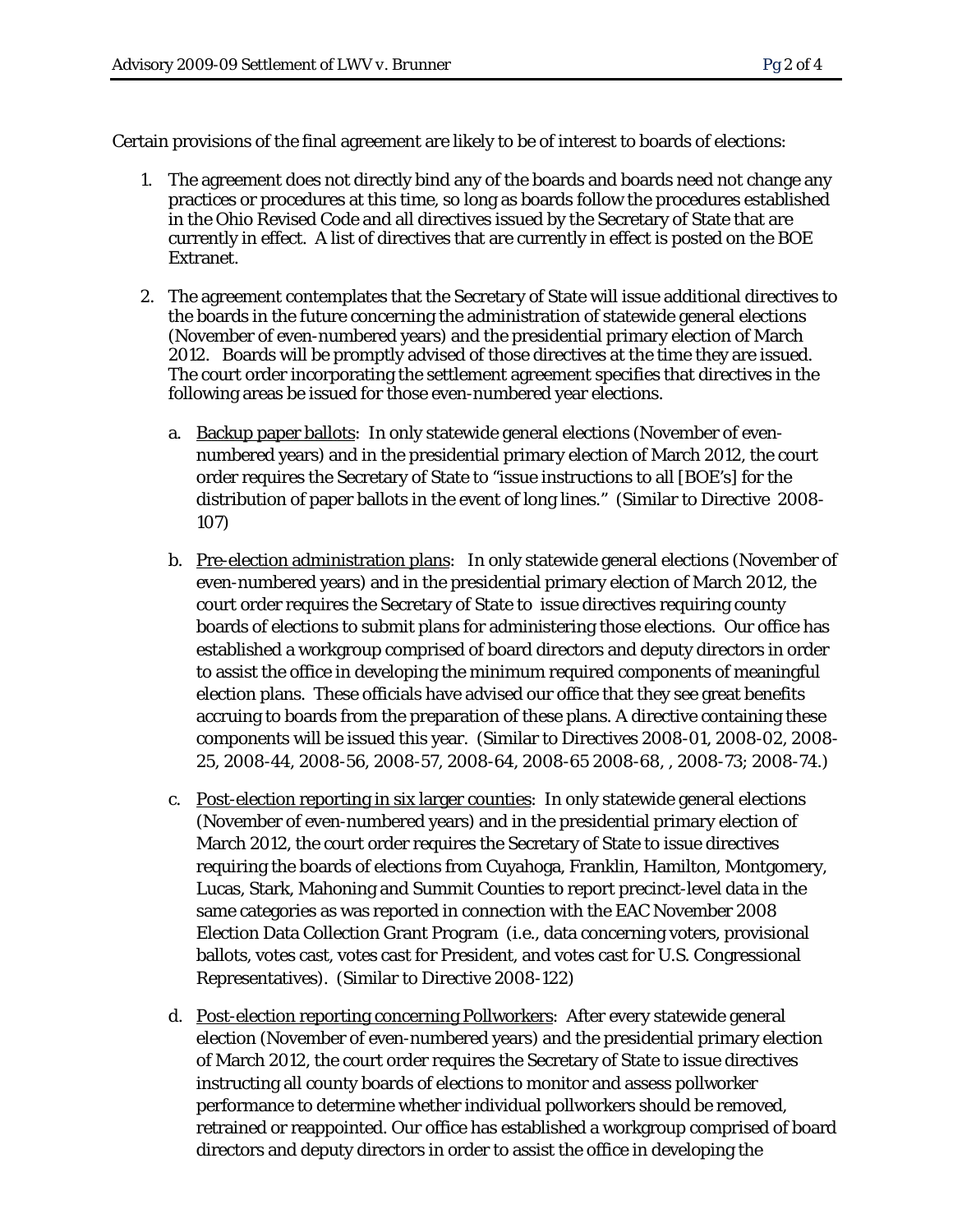Certain provisions of the final agreement are likely to be of interest to boards of elections:

1. The agreement does not directly bind any of the boards and boards need not change any practices or procedures at this time, so long as boards follow the procedures established in the Ohio Revised Code and all directives issued by the Secretary of State that are currently in effect. A list of directives that are currently in effect is posted on the BOE Extranet.

2. The agreement contemplates that the Secretary of State will issue additional directives to the boards in the future concerning the administration of statewide general elections (November of even-numbered years) and the presidential primary election of March 2012. Boards will be promptly advised of those directives at the time they are issued. The court order incorporating the settlement agreement specifies that directives in the following areas be issued for those even-numbered year elections.

   a. <u>Backup paper ballots</u>: In only statewide general elections (November of even-numbered years) and in the presidential primary election of March 2012, the court order requires the Secretary of State to "issue instructions to all [BOE's] for the distribution of paper ballots in the event of long lines." (Similar to Directive 2008-107)

   b. <u>Pre-election administration plans</u>: In only statewide general elections (November of even-numbered years) and in the presidential primary election of March 2012, the court order requires the Secretary of State to issue directives requiring county boards of elections to submit plans for administering those elections. Our office has established a workgroup comprised of board directors and deputy directors in order to assist the office in developing the minimum required components of meaningful election plans. These officials have advised our office that they see great benefits accruing to boards from the preparation of these plans. A directive containing these components will be issued this year. (Similar to Directives 2008-01, 2008-02, 2008-25, 2008-44, 2008-56, 2008-57, 2008-64, 2008-65 2008-68, , 2008-73; 2008-74.)

   c. <u>Post-election reporting in six larger counties</u>: In only statewide general elections (November of even-numbered years) and in the presidential primary election of March 2012, the court order requires the Secretary of State to issue directives requiring the boards of elections from Cuyahoga, Franklin, Hamilton, Montgomery, Lucas, Stark, Mahoning and Summit Counties to report precinct-level data in the same categories as was reported in connection with the EAC November 2008 Election Data Collection Grant Program (i.e., data concerning voters, provisional ballots, votes cast, votes cast for President, and votes cast for U.S. Congressional Representatives). (Similar to Directive 2008-122)

   d. <u>Post-election reporting concerning Pollworkers</u>: After every statewide general election (November of even-numbered years) and the presidential primary election of March 2012, the court order requires the Secretary of State to issue directives instructing all county boards of elections to monitor and assess pollworker performance to determine whether individual pollworkers should be removed, retrained or reappointed. Our office has established a workgroup comprised of board directors and deputy directors in order to assist the office in developing the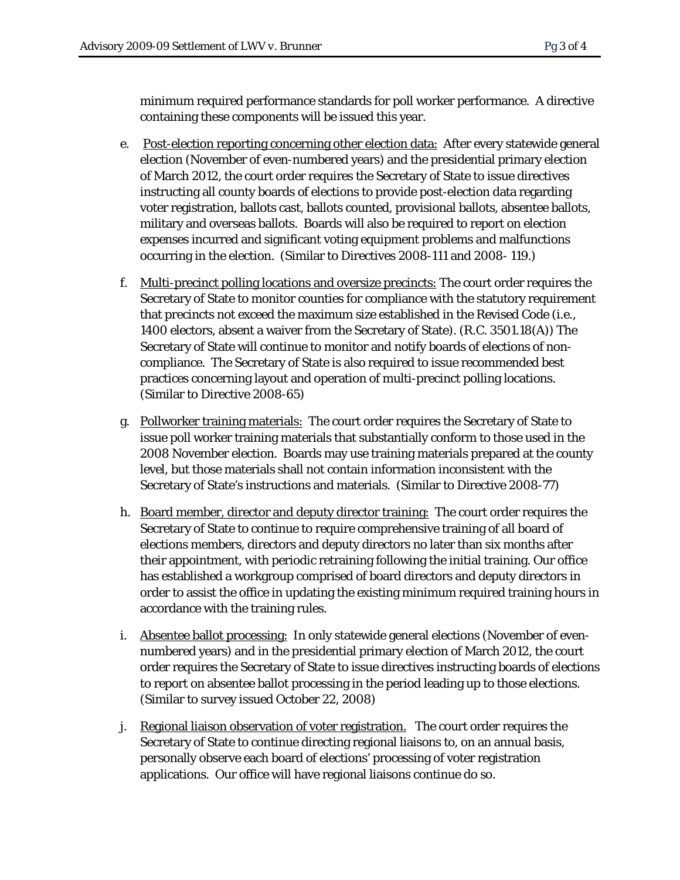minimum required performance standards for poll worker performance. A directive containing these components will be issued this year.

e. Post-election reporting concerning other election data: After every statewide general election (November of even-numbered years) and the presidential primary election of March 2012, the court order requires the Secretary of State to issue directives instructing all county boards of elections to provide post-election data regarding voter registration, ballots cast, ballots counted, provisional ballots, absentee ballots, military and overseas ballots. Boards will also be required to report on election expenses incurred and significant voting equipment problems and malfunctions occurring in the election. (Similar to Directives 2008-111 and 2008- 119.)

f. Multi-precinct polling locations and oversize precincts: The court order requires the Secretary of State to monitor counties for compliance with the statutory requirement that precincts not exceed the maximum size established in the Revised Code (i.e., 1400 electors, absent a waiver from the Secretary of State). (R.C. 3501.18(A)) The Secretary of State will continue to monitor and notify boards of elections of non-compliance. The Secretary of State is also required to issue recommended best practices concerning layout and operation of multi-precinct polling locations. (Similar to Directive 2008-65)

g. Pollworker training materials: The court order requires the Secretary of State to issue poll worker training materials that substantially conform to those used in the 2008 November election. Boards may use training materials prepared at the county level, but those materials shall not contain information inconsistent with the Secretary of State's instructions and materials. (Similar to Directive 2008-77)

h. Board member, director and deputy director training: The court order requires the Secretary of State to continue to require comprehensive training of all board of elections members, directors and deputy directors no later than six months after their appointment, with periodic retraining following the initial training. Our office has established a workgroup comprised of board directors and deputy directors in order to assist the office in updating the existing minimum required training hours in accordance with the training rules.

i. Absentee ballot processing: In only statewide general elections (November of even-numbered years) and in the presidential primary election of March 2012, the court order requires the Secretary of State to issue directives instructing boards of elections to report on absentee ballot processing in the period leading up to those elections. (Similar to survey issued October 22, 2008)

j. Regional liaison observation of voter registration. The court order requires the Secretary of State to continue directing regional liaisons to, on an annual basis, personally observe each board of elections' processing of voter registration applications. Our office will have regional liaisons continue do so.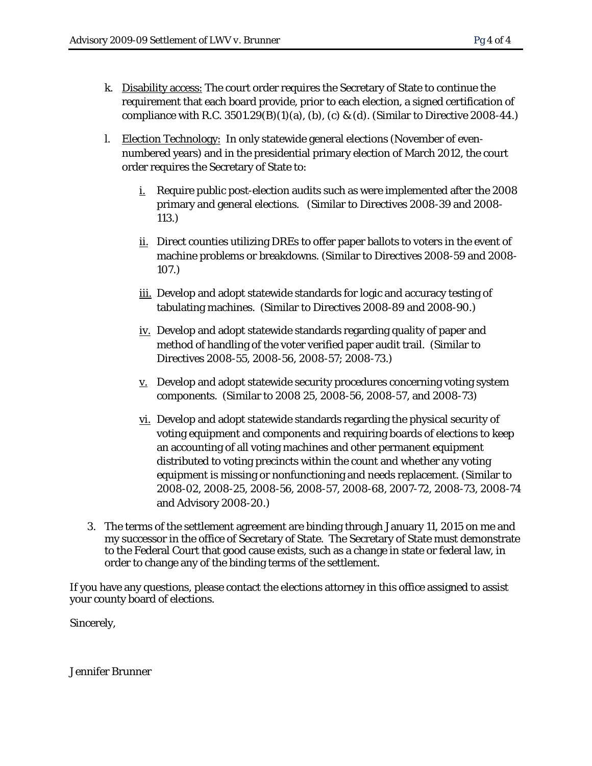k. Disability access: The court order requires the Secretary of State to continue the requirement that each board provide, prior to each election, a signed certification of compliance with R.C. 3501.29(B)(1)(a), (b), (c) & (d). (Similar to Directive 2008-44.)

l. Election Technology: In only statewide general elections (November of even-numbered years) and in the presidential primary election of March 2012, the court order requires the Secretary of State to:

   i. Require public post-election audits such as were implemented after the 2008 primary and general elections. (Similar to Directives 2008-39 and 2008-113.)

   ii. Direct counties utilizing DREs to offer paper ballots to voters in the event of machine problems or breakdowns. (Similar to Directives 2008-59 and 2008-107.)

   iii. Develop and adopt statewide standards for logic and accuracy testing of tabulating machines. (Similar to Directives 2008-89 and 2008-90.)

   iv. Develop and adopt statewide standards regarding quality of paper and method of handling of the voter verified paper audit trail. (Similar to Directives 2008-55, 2008-56, 2008-57; 2008-73.)

   v. Develop and adopt statewide security procedures concerning voting system components. (Similar to 2008 25, 2008-56, 2008-57, and 2008-73)

   vi. Develop and adopt statewide standards regarding the physical security of voting equipment and components and requiring boards of elections to keep an accounting of all voting machines and other permanent equipment distributed to voting precincts within the count and whether any voting equipment is missing or nonfunctioning and needs replacement. (Similar to 2008-02, 2008-25, 2008-56, 2008-57, 2008-68, 2007-72, 2008-73, 2008-74 and Advisory 2008-20.)

3. The terms of the settlement agreement are binding through January 11, 2015 on me and my successor in the office of Secretary of State. The Secretary of State must demonstrate to the Federal Court that good cause exists, such as a change in state or federal law, in order to change any of the binding terms of the settlement.

If you have any questions, please contact the elections attorney in this office assigned to assist your county board of elections.

Sincerely,

Jennifer Brunner